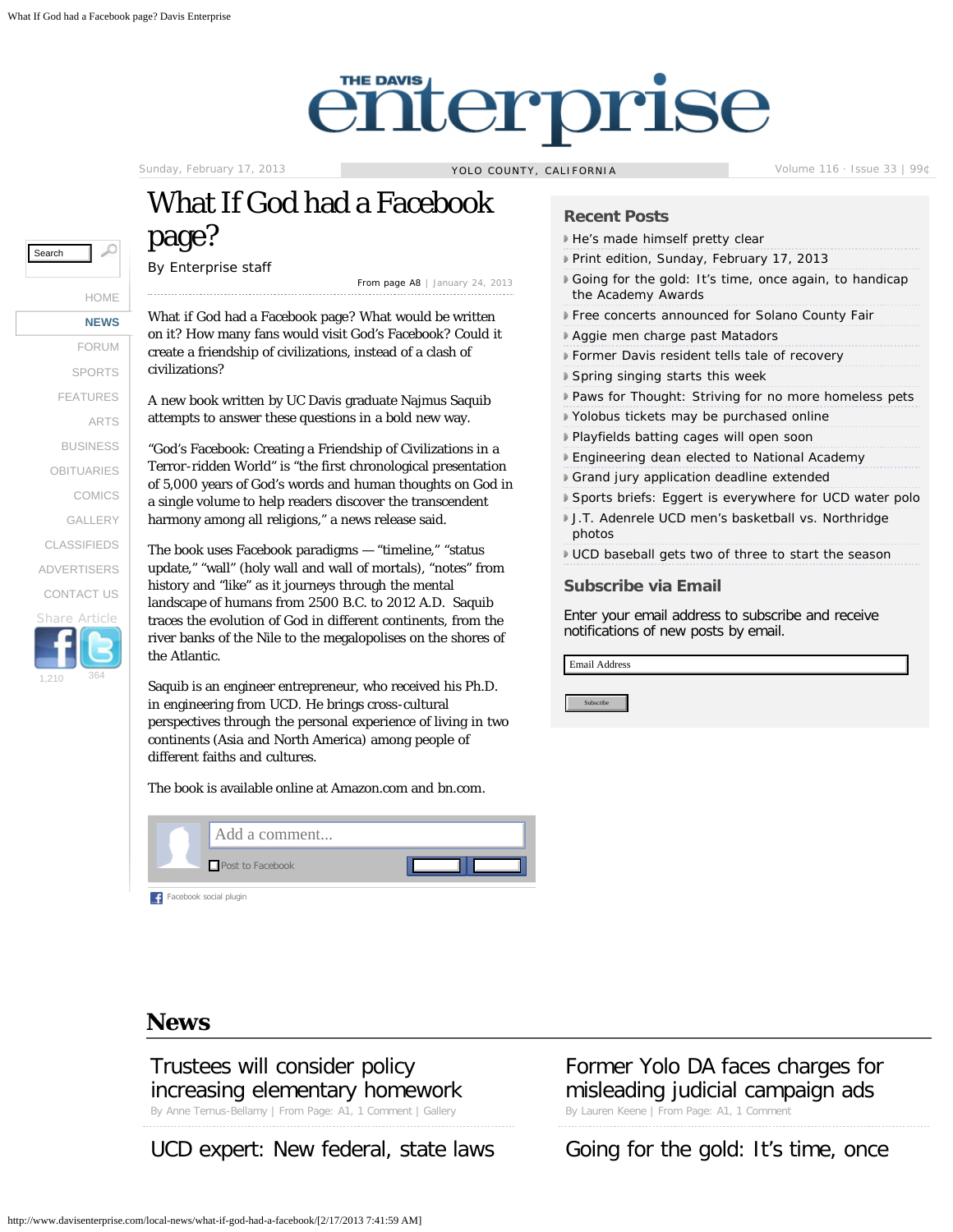# What If God had a Facebook page?

By Enterprise staff

From page A8 | January 24, 2013

What if God had a Facebook page? What would be written on it? How many fans would visit God's Facebook? Could it create a friendship of civilizations, instead of a clash of civilizations?

A new book written by UC Davis graduate Najmus Saquib attempts to answer these questions in a bold new way.

"God's Facebook: Creating a Friendship of Civilizations in a Terror-ridden World" is "the first chronological presentation of 5,000 years of God's words and human thoughts on God in a single volume to help readers discover the transcendent harmony among all religions," a news release said.

The book uses Facebook paradigms — "timeline," "status update," "wall" (holy wall and wall of mortals), "notes" from history and "like" as it journeys through the mental landscape of humans from 2500 B.C. to 2012 A.D. Saquib traces the evolution of God in different continents, from the river banks of the Nile to the megalopolises on the shores of the Atlantic.

Saquib is an engineer entrepreneur, who received his Ph.D. in engineering from UCD. He brings cross-cultural perspectives through the personal experience of living in two continents (Asia and North America) among people of different faiths and cultures.

The book is available online at Amazon.com and bn.com.

## Recent Posts

- He's made himself pretty clear
- Print edition, Sunday, February 17, 2013
- Going for the gold: It's time, once again, to handicap the Academy Awards
- Free concerts announced for Solano County Fair
- Aggie men charge past Matadors
- Former Davis resident tells tale of recovery
- Spring singing starts this week
- Paws for Thought: Striving for no more homeless pets
- Yolobus tickets may be purchased online
- Playfields batting cages will open soon
- Engineering dean elected to National Academy
- Grand jury application deadline extended
- Sports briefs: Eggert is everywhere for UCD water polo
- J.T. Adenrele UCD men's basketball vs. Northridge photos
- UCD baseball gets two of three to start the season

## Subscribe via Email

Enter your email address to subscribe and receive notifications of new posts by email.

## News

### Trustees will consider policy increasing elementary homework

By Anne Ternus-Bellamy | From Page: A1, 1 Comment | Gallery

### Former Yolo DA faces charges for misleading judicial campaign ads

By Lauren Keene | From Page: A1, 1 Comment

### UCD expert: New federal, state laws

### Going for the gold: It's time, once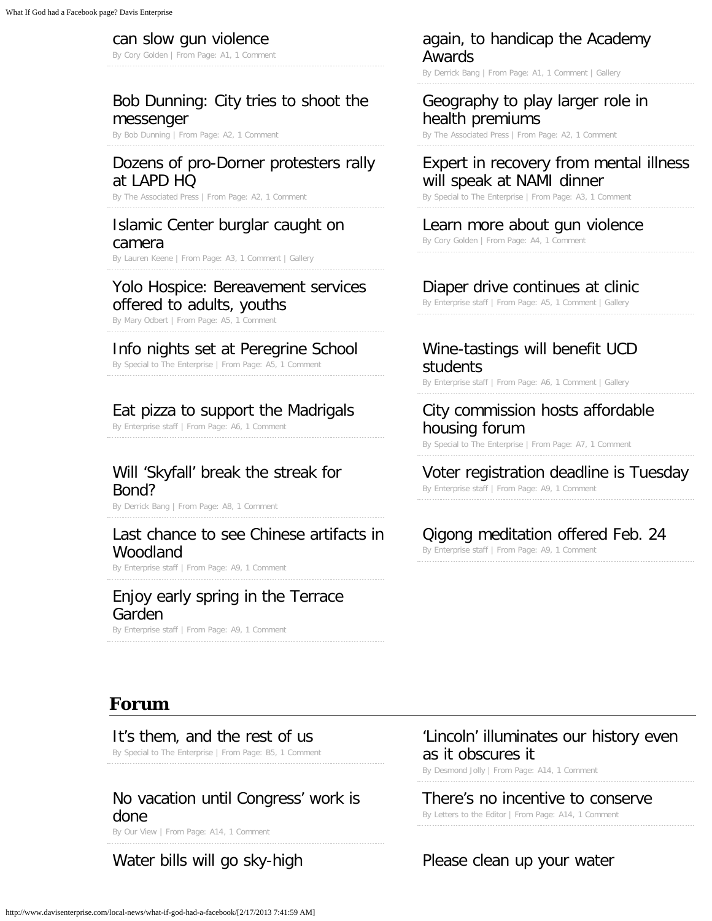can slow gun violence

By Cory Golden | From Page: A1, 1 Comment

Bob Dunning: City tries to shoot the messenger

By Bob Dunning | From Page: A2, 1 Comment

Dozens of pro-Dorner protesters rally at LAPD HQ

By The Associated Press | From Page: A2, 1 Comment

Islamic Center burglar caught on camera

By Lauren Keene | From Page: A3, 1 Comment | Gallery

Yolo Hospice: Bereavement services offered to adults, youths

By Mary Odbert | From Page: A5, 1 Comment

Info nights set at Peregrine School

By Special to The Enterprise | From Page: A5, 1 Comment

Eat pizza to support the Madrigals

By Enterprise staff | From Page: A6, 1 Comment

Will 'Skyfall' break the streak for Bond?

By Derrick Bang | From Page: A8, 1 Comment

Last chance to see Chinese artifacts in Woodland

By Enterprise staff | From Page: A9, 1 Comment

Enjoy early spring in the Terrace Garden

By Enterprise staff | From Page: A9, 1 Comment

again, to handicap the Academy Awards

By Derrick Bang | From Page: A1, 1 Comment | Gallery

Geography to play larger role in health premiums

By The Associated Press | From Page: A2, 1 Comment

Expert in recovery from mental illness will speak at NAMI dinner

By Special to The Enterprise | From Page: A3, 1 Comment

Learn more about gun violence

By Cory Golden | From Page: A4, 1 Comment

Diaper drive continues at clinic

By Enterprise staff | From Page: A5, 1 Comment | Gallery

Wine-tastings will benefit UCD students

By Enterprise staff | From Page: A6, 1 Comment | Gallery

City commission hosts affordable housing forum

By Special to The Enterprise | From Page: A7, 1 Comment

Voter registration deadline is Tuesday

By Enterprise staff | From Page: A9, 1 Comment

Qigong meditation offered Feb. 24

By Enterprise staff | From Page: A9, 1 Comment

## Forum

It's them, and the rest of us

By Special to The Enterprise | From Page: B5, 1 Comment

No vacation until Congress' work is done

By Our View | From Page: A14, 1 Comment

Water bills will go sky-high

'Lincoln' illuminates our history even as it obscures it

By Desmond Jolly | From Page: A14, 1 Comment

There's no incentive to conserve

By Letters to the Editor | From Page: A14, 1 Comment

Please clean up your water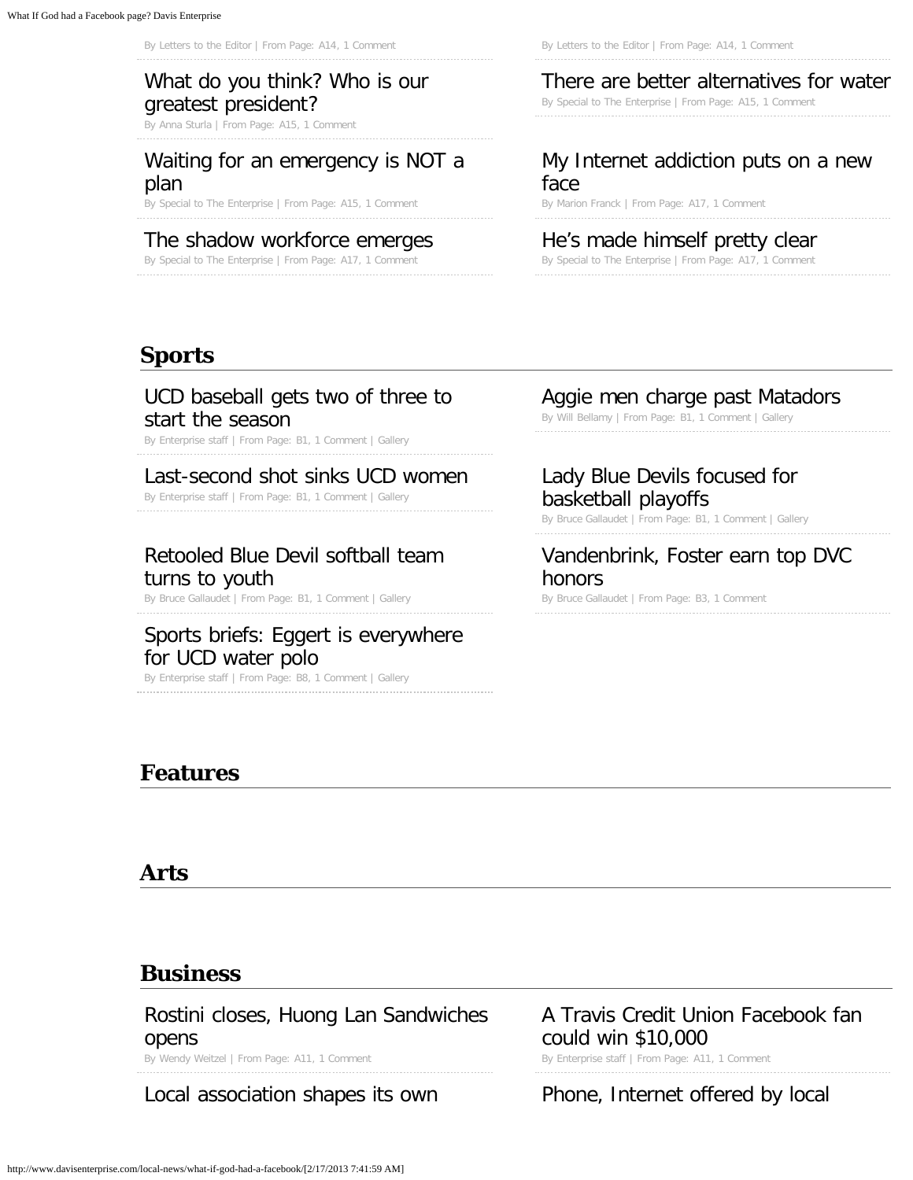By Letters to the Editor | From Page: A14, 1 Comment

By Letters to the Editor | From Page: A14, 1 Comment

What do you think? Who is our greatest president?
By Anna Sturla | From Page: A15, 1 Comment

There are better alternatives for water
By Special to The Enterprise | From Page: A15, 1 Comment

Waiting for an emergency is NOT a plan
By Special to The Enterprise | From Page: A15, 1 Comment

My Internet addiction puts on a new face
By Marion Franck | From Page: A17, 1 Comment

The shadow workforce emerges
By Special to The Enterprise | From Page: A17, 1 Comment

He's made himself pretty clear
By Special to The Enterprise | From Page: A17, 1 Comment

## Sports

UCD baseball gets two of three to start the season
By Enterprise staff | From Page: B1, 1 Comment | Gallery

Aggie men charge past Matadors
By Will Bellamy | From Page: B1, 1 Comment | Gallery

Last-second shot sinks UCD women
By Enterprise staff | From Page: B1, 1 Comment | Gallery

Lady Blue Devils focused for basketball playoffs
By Bruce Gallaudet | From Page: B1, 1 Comment | Gallery

Retooled Blue Devil softball team turns to youth
By Bruce Gallaudet | From Page: B1, 1 Comment | Gallery

Vandenbrink, Foster earn top DVC honors
By Bruce Gallaudet | From Page: B3, 1 Comment

Sports briefs: Eggert is everywhere for UCD water polo
By Enterprise staff | From Page: B8, 1 Comment | Gallery

## Features

## Arts

## Business

Rostini closes, Huong Lan Sandwiches opens
By Wendy Weitzel | From Page: A11, 1 Comment

A Travis Credit Union Facebook fan could win $10,000
By Enterprise staff | From Page: A11, 1 Comment

Local association shapes its own

Phone, Internet offered by local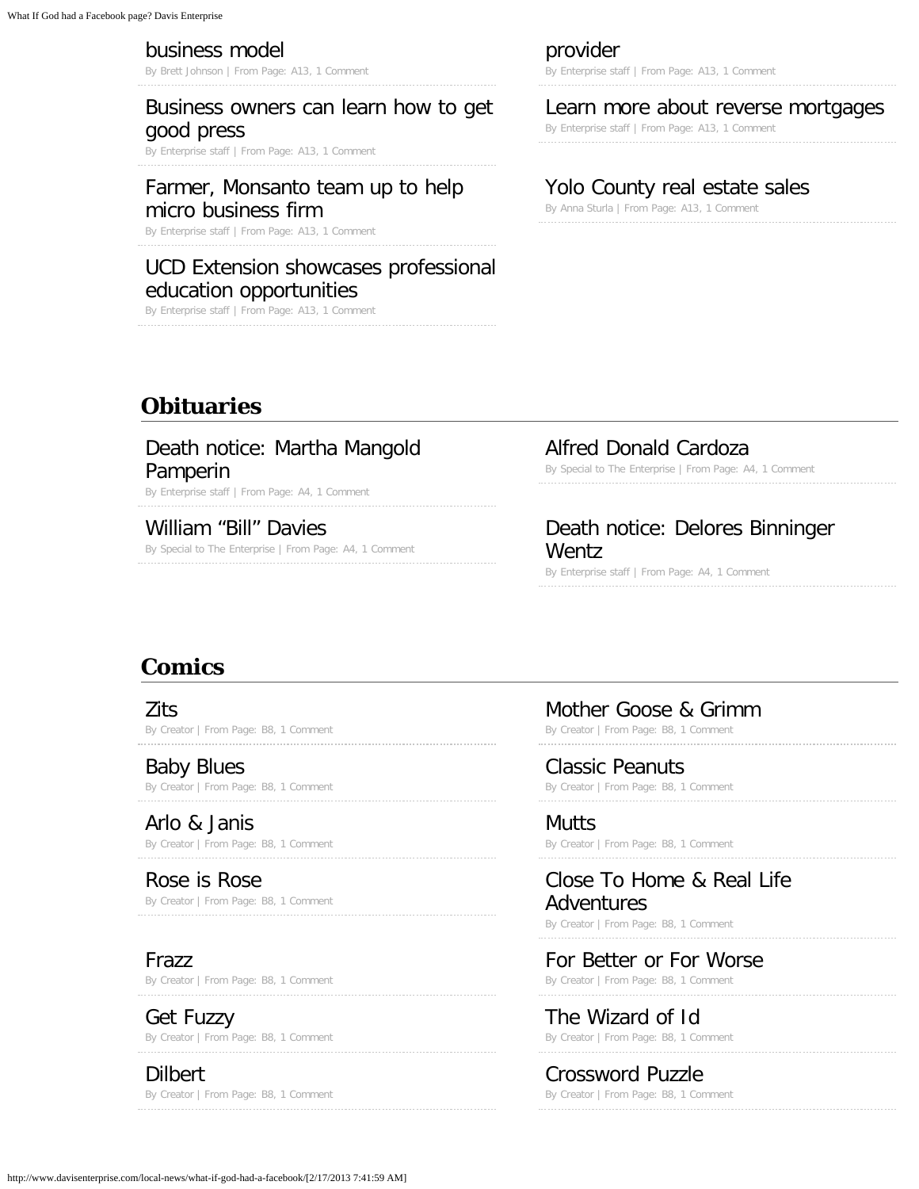business model
By Brett Johnson | From Page: A13, 1 Comment

Business owners can learn how to get good press
By Enterprise staff | From Page: A13, 1 Comment

Farmer, Monsanto team up to help micro business firm
By Enterprise staff | From Page: A13, 1 Comment

UCD Extension showcases professional education opportunities
By Enterprise staff | From Page: A13, 1 Comment

provider
By Enterprise staff | From Page: A13, 1 Comment

Learn more about reverse mortgages
By Enterprise staff | From Page: A13, 1 Comment

Yolo County real estate sales
By Anna Sturla | From Page: A13, 1 Comment

## Obituaries

Death notice: Martha Mangold Pamperin
By Enterprise staff | From Page: A4, 1 Comment

William “Bill” Davies
By Special to The Enterprise | From Page: A4, 1 Comment

Alfred Donald Cardoza
By Special to The Enterprise | From Page: A4, 1 Comment

Death notice: Delores Binninger Wentz
By Enterprise staff | From Page: A4, 1 Comment

## Comics

Zits
By Creator | From Page: B8, 1 Comment

Baby Blues
By Creator | From Page: B8, 1 Comment

Arlo & Janis
By Creator | From Page: B8, 1 Comment

Rose is Rose
By Creator | From Page: B8, 1 Comment

Frazz
By Creator | From Page: B8, 1 Comment

Get Fuzzy
By Creator | From Page: B8, 1 Comment

Dilbert
By Creator | From Page: B8, 1 Comment

Mother Goose & Grimm
By Creator | From Page: B8, 1 Comment

Classic Peanuts
By Creator | From Page: B8, 1 Comment

Mutts
By Creator | From Page: B8, 1 Comment

Close To Home & Real Life Adventures
By Creator | From Page: B8, 1 Comment

For Better or For Worse
By Creator | From Page: B8, 1 Comment

The Wizard of Id
By Creator | From Page: B8, 1 Comment

Crossword Puzzle
By Creator | From Page: B8, 1 Comment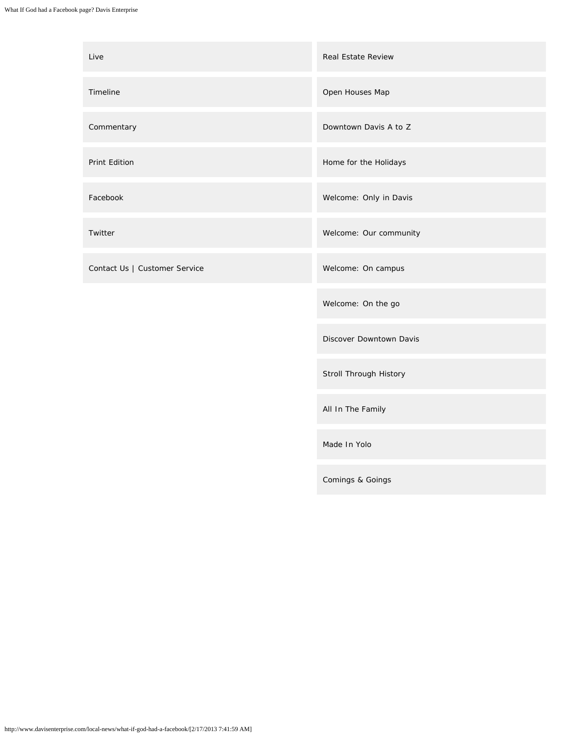- Live
- Timeline
- Commentary
- Print Edition
- Facebook
- Twitter
- Contact Us | Customer Service

- Real Estate Review
- Open Houses Map
- Downtown Davis A to Z
- Home for the Holidays
- Welcome: Only in Davis
- Welcome: Our community
- Welcome: On campus
- Welcome: On the go
- Discover Downtown Davis
- Stroll Through History
- All In The Family
- Made In Yolo
- Comings & Goings